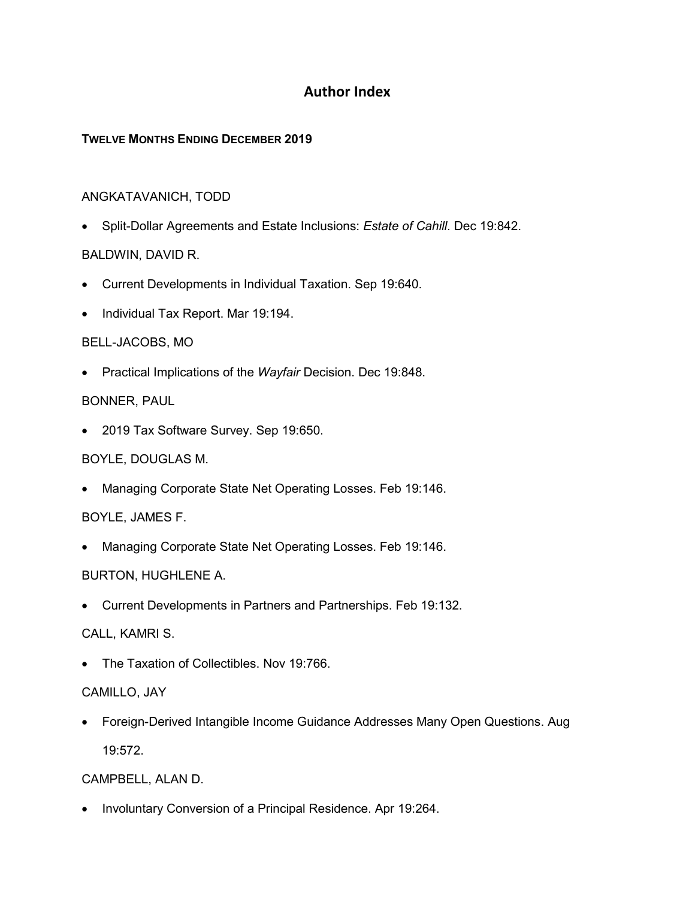# Author Index

**TWELVE MONTHS ENDING DECEMBER 2019**

ANGKATAVANICH, TODD

- Split-Dollar Agreements and Estate Inclusions: *Estate of Cahill*. Dec 19:842.

BALDWIN, DAVID R.

- Current Developments in Individual Taxation. Sep 19:640.
- Individual Tax Report. Mar 19:194.

BELL-JACOBS, MO

- Practical Implications of the *Wayfair* Decision. Dec 19:848.

BONNER, PAUL

- 2019 Tax Software Survey. Sep 19:650.

BOYLE, DOUGLAS M.

- Managing Corporate State Net Operating Losses. Feb 19:146.

BOYLE, JAMES F.

- Managing Corporate State Net Operating Losses. Feb 19:146.

BURTON, HUGHLENE A.

- Current Developments in Partners and Partnerships. Feb 19:132.

CALL, KAMRI S.

- The Taxation of Collectibles. Nov 19:766.

CAMILLO, JAY

- Foreign-Derived Intangible Income Guidance Addresses Many Open Questions. Aug 19:572.

CAMPBELL, ALAN D.

- Involuntary Conversion of a Principal Residence. Apr 19:264.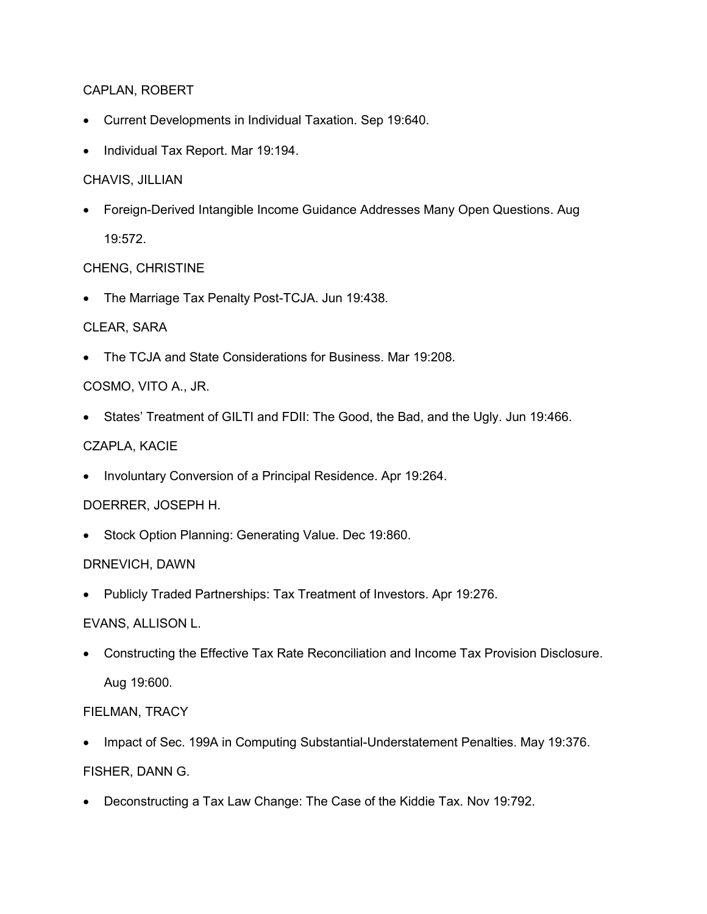CAPLAN, ROBERT

- Current Developments in Individual Taxation. Sep 19:640.
- Individual Tax Report. Mar 19:194.

CHAVIS, JILLIAN

- Foreign-Derived Intangible Income Guidance Addresses Many Open Questions. Aug 19:572.

CHENG, CHRISTINE

- The Marriage Tax Penalty Post-TCJA. Jun 19:438.

CLEAR, SARA

- The TCJA and State Considerations for Business. Mar 19:208.

COSMO, VITO A., JR.

- States' Treatment of GILTI and FDII: The Good, the Bad, and the Ugly. Jun 19:466.

CZAPLA, KACIE

- Involuntary Conversion of a Principal Residence. Apr 19:264.

DOERRER, JOSEPH H.

- Stock Option Planning: Generating Value. Dec 19:860.

DRNEVICH, DAWN

- Publicly Traded Partnerships: Tax Treatment of Investors. Apr 19:276.

EVANS, ALLISON L.

- Constructing the Effective Tax Rate Reconciliation and Income Tax Provision Disclosure. Aug 19:600.

FIELMAN, TRACY

- Impact of Sec. 199A in Computing Substantial-Understatement Penalties. May 19:376.

FISHER, DANN G.

- Deconstructing a Tax Law Change: The Case of the Kiddie Tax. Nov 19:792.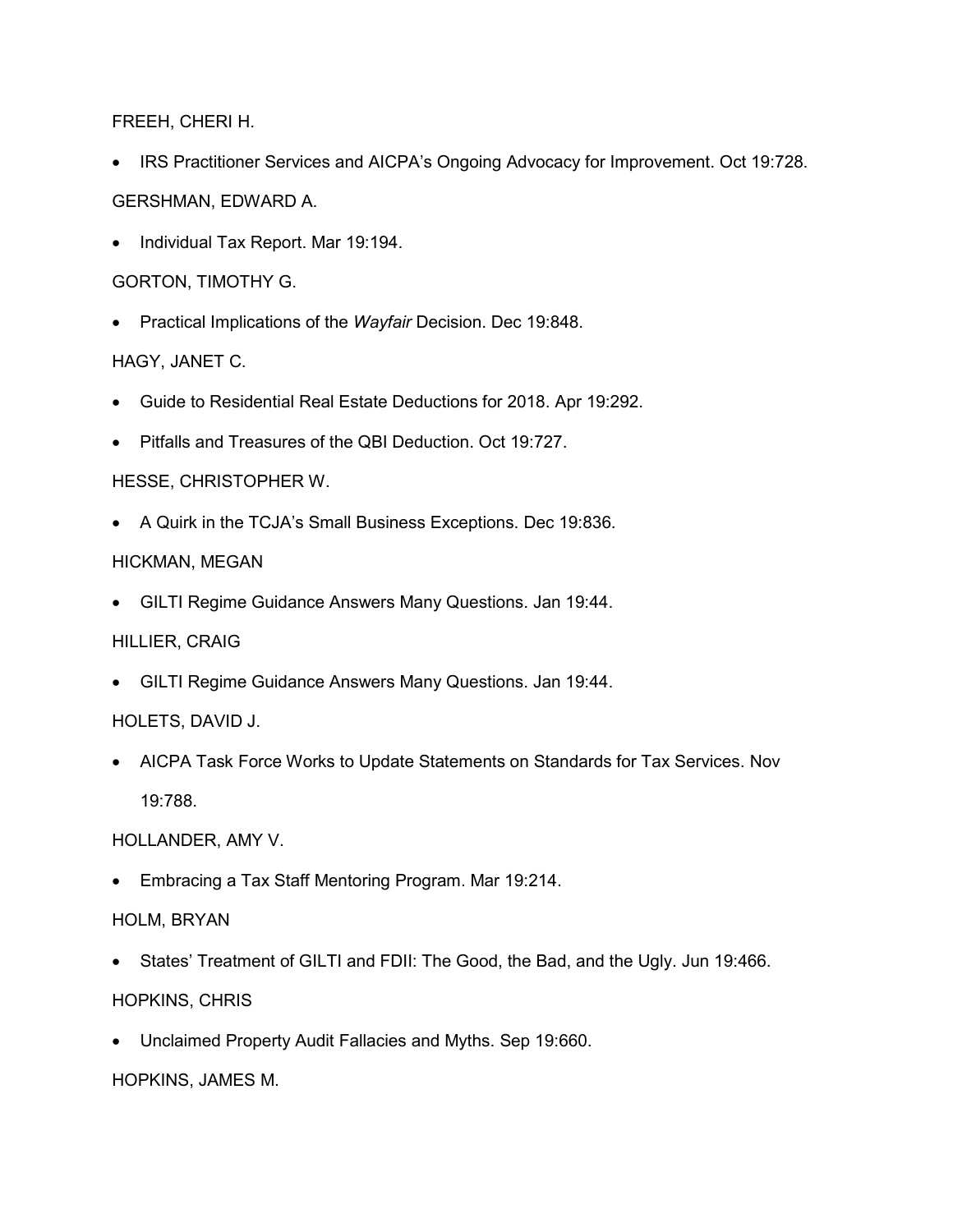FREEH, CHERI H.

- IRS Practitioner Services and AICPA's Ongoing Advocacy for Improvement. Oct 19:728.

GERSHMAN, EDWARD A.

- Individual Tax Report. Mar 19:194.

GORTON, TIMOTHY G.

- Practical Implications of the *Wayfair* Decision. Dec 19:848.

HAGY, JANET C.

- Guide to Residential Real Estate Deductions for 2018. Apr 19:292.
- Pitfalls and Treasures of the QBI Deduction. Oct 19:727.

HESSE, CHRISTOPHER W.

- A Quirk in the TCJA's Small Business Exceptions. Dec 19:836.

HICKMAN, MEGAN

- GILTI Regime Guidance Answers Many Questions. Jan 19:44.

HILLIER, CRAIG

- GILTI Regime Guidance Answers Many Questions. Jan 19:44.

HOLETS, DAVID J.

- AICPA Task Force Works to Update Statements on Standards for Tax Services. Nov 19:788.

HOLLANDER, AMY V.

- Embracing a Tax Staff Mentoring Program. Mar 19:214.

HOLM, BRYAN

- States' Treatment of GILTI and FDII: The Good, the Bad, and the Ugly. Jun 19:466.

HOPKINS, CHRIS

- Unclaimed Property Audit Fallacies and Myths. Sep 19:660.

HOPKINS, JAMES M.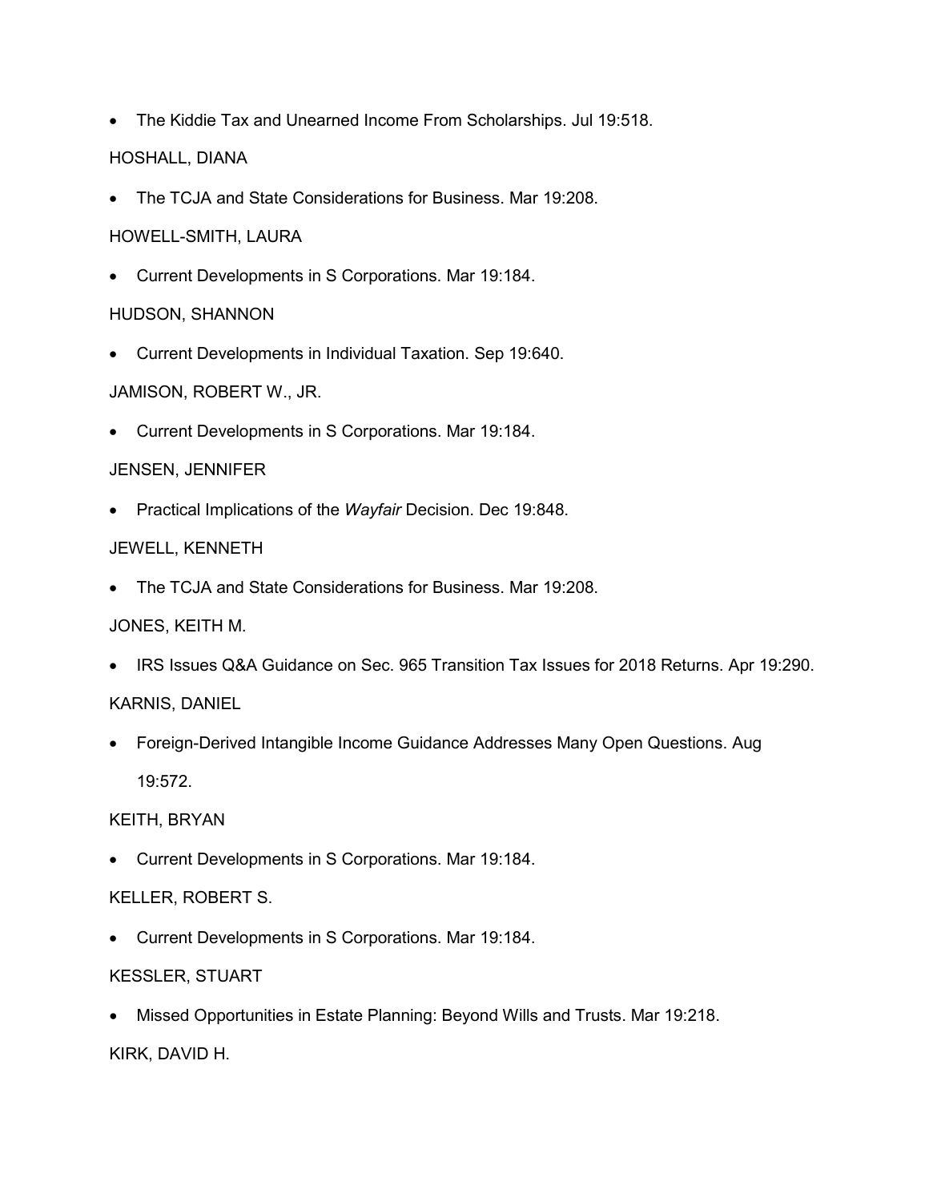- The Kiddie Tax and Unearned Income From Scholarships. Jul 19:518.

HOSHALL, DIANA

- The TCJA and State Considerations for Business. Mar 19:208.

HOWELL-SMITH, LAURA

- Current Developments in S Corporations. Mar 19:184.

HUDSON, SHANNON

- Current Developments in Individual Taxation. Sep 19:640.

JAMISON, ROBERT W., JR.

- Current Developments in S Corporations. Mar 19:184.

JENSEN, JENNIFER

- Practical Implications of the *Wayfair* Decision. Dec 19:848.

JEWELL, KENNETH

- The TCJA and State Considerations for Business. Mar 19:208.

JONES, KEITH M.

- IRS Issues Q&A Guidance on Sec. 965 Transition Tax Issues for 2018 Returns. Apr 19:290.

KARNIS, DANIEL

- Foreign-Derived Intangible Income Guidance Addresses Many Open Questions. Aug 19:572.

KEITH, BRYAN

- Current Developments in S Corporations. Mar 19:184.

KELLER, ROBERT S.

- Current Developments in S Corporations. Mar 19:184.

KESSLER, STUART

- Missed Opportunities in Estate Planning: Beyond Wills and Trusts. Mar 19:218.

KIRK, DAVID H.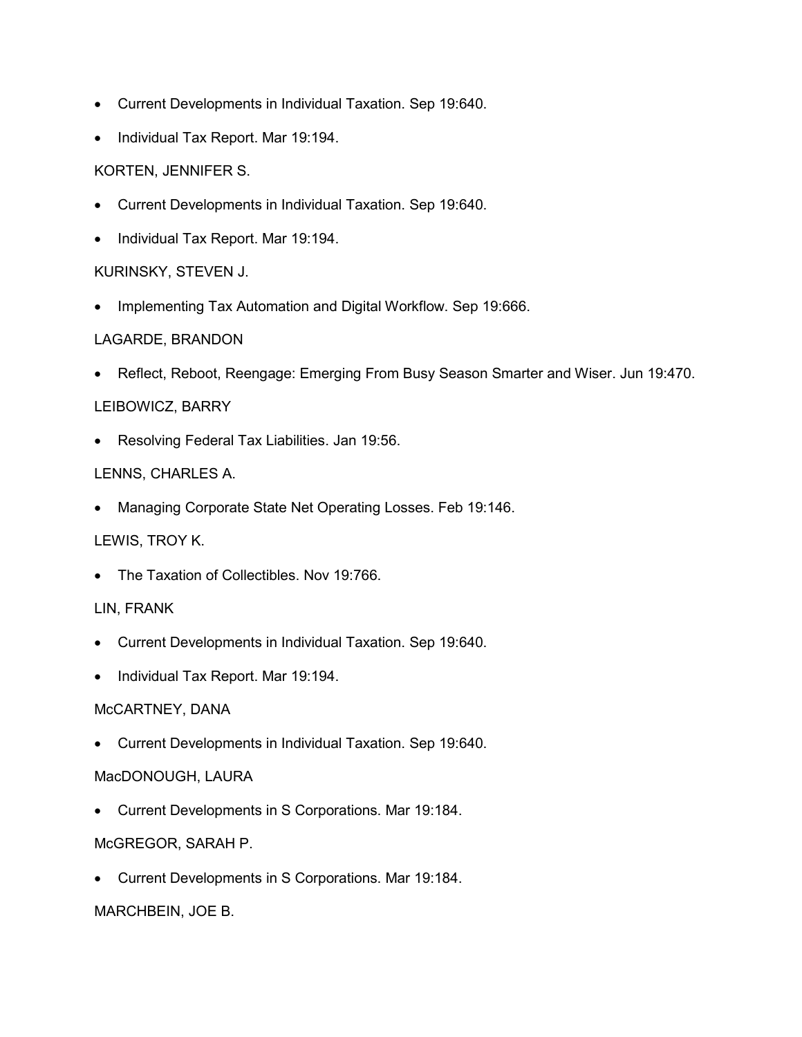- Current Developments in Individual Taxation. Sep 19:640.
- Individual Tax Report. Mar 19:194.

KORTEN, JENNIFER S.

- Current Developments in Individual Taxation. Sep 19:640.
- Individual Tax Report. Mar 19:194.

KURINSKY, STEVEN J.

- Implementing Tax Automation and Digital Workflow. Sep 19:666.

LAGARDE, BRANDON

- Reflect, Reboot, Reengage: Emerging From Busy Season Smarter and Wiser. Jun 19:470.

LEIBOWICZ, BARRY

- Resolving Federal Tax Liabilities. Jan 19:56.

LENNS, CHARLES A.

- Managing Corporate State Net Operating Losses. Feb 19:146.

LEWIS, TROY K.

- The Taxation of Collectibles. Nov 19:766.

LIN, FRANK

- Current Developments in Individual Taxation. Sep 19:640.
- Individual Tax Report. Mar 19:194.

McCARTNEY, DANA

- Current Developments in Individual Taxation. Sep 19:640.

MacDONOUGH, LAURA

- Current Developments in S Corporations. Mar 19:184.

McGREGOR, SARAH P.

- Current Developments in S Corporations. Mar 19:184.

MARCHBEIN, JOE B.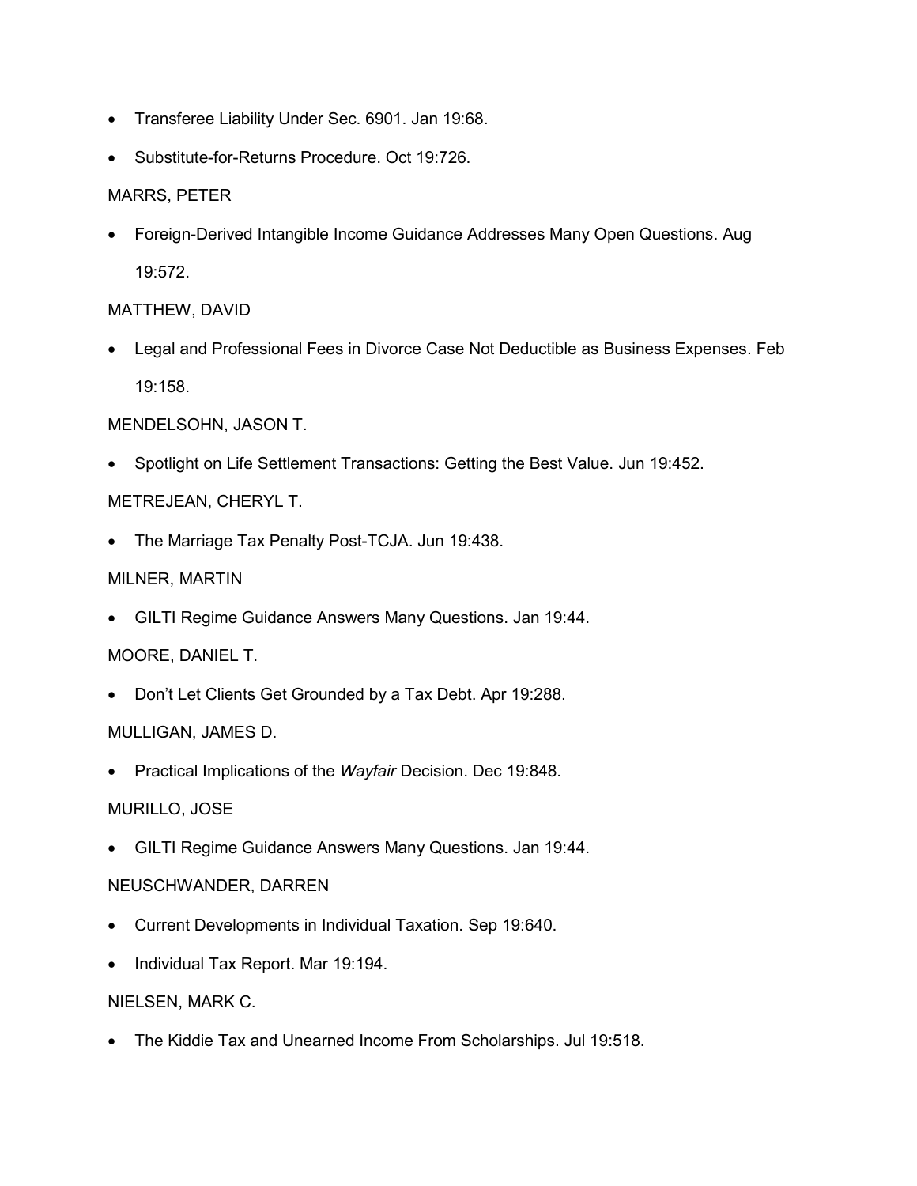- Transferee Liability Under Sec. 6901. Jan 19:68.
- Substitute-for-Returns Procedure. Oct 19:726.

MARRS, PETER

- Foreign-Derived Intangible Income Guidance Addresses Many Open Questions. Aug 19:572.

MATTHEW, DAVID

- Legal and Professional Fees in Divorce Case Not Deductible as Business Expenses. Feb 19:158.

MENDELSOHN, JASON T.

- Spotlight on Life Settlement Transactions: Getting the Best Value. Jun 19:452.

METREJEAN, CHERYL T.

- The Marriage Tax Penalty Post-TCJA. Jun 19:438.

MILNER, MARTIN

- GILTI Regime Guidance Answers Many Questions. Jan 19:44.

MOORE, DANIEL T.

- Don’t Let Clients Get Grounded by a Tax Debt. Apr 19:288.

MULLIGAN, JAMES D.

- Practical Implications of the *Wayfair* Decision. Dec 19:848.

MURILLO, JOSE

- GILTI Regime Guidance Answers Many Questions. Jan 19:44.

NEUSCHWANDER, DARREN

- Current Developments in Individual Taxation. Sep 19:640.
- Individual Tax Report. Mar 19:194.

NIELSEN, MARK C.

- The Kiddie Tax and Unearned Income From Scholarships. Jul 19:518.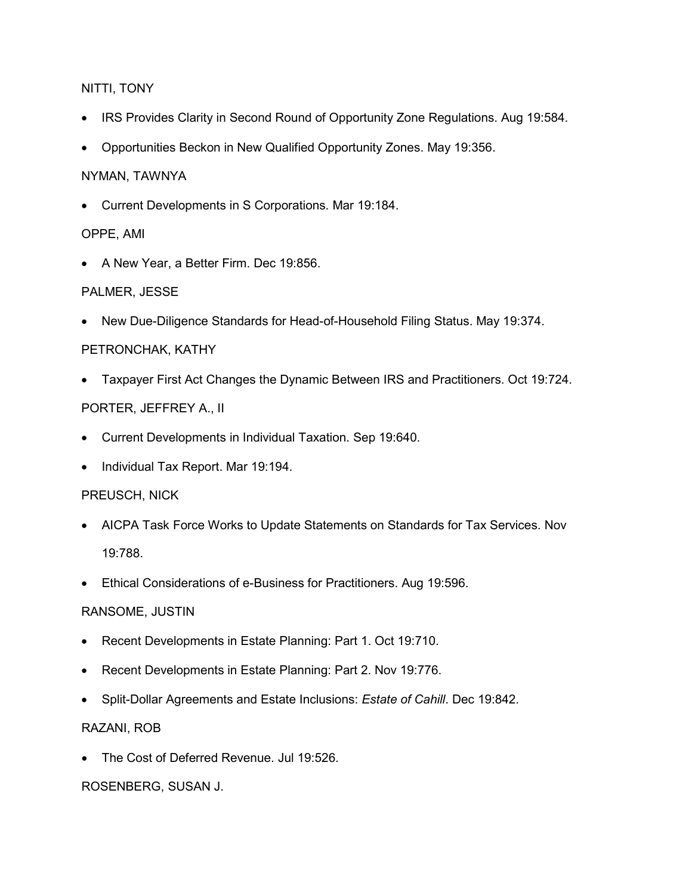NITTI, TONY

- IRS Provides Clarity in Second Round of Opportunity Zone Regulations. Aug 19:584.
- Opportunities Beckon in New Qualified Opportunity Zones. May 19:356.

NYMAN, TAWNYA

- Current Developments in S Corporations. Mar 19:184.

OPPE, AMI

- A New Year, a Better Firm. Dec 19:856.

PALMER, JESSE

- New Due-Diligence Standards for Head-of-Household Filing Status. May 19:374.

PETRONCHAK, KATHY

- Taxpayer First Act Changes the Dynamic Between IRS and Practitioners. Oct 19:724.

PORTER, JEFFREY A., II

- Current Developments in Individual Taxation. Sep 19:640.
- Individual Tax Report. Mar 19:194.

PREUSCH, NICK

- AICPA Task Force Works to Update Statements on Standards for Tax Services. Nov 19:788.
- Ethical Considerations of e-Business for Practitioners. Aug 19:596.

RANSOME, JUSTIN

- Recent Developments in Estate Planning: Part 1. Oct 19:710.
- Recent Developments in Estate Planning: Part 2. Nov 19:776.
- Split-Dollar Agreements and Estate Inclusions: *Estate of Cahill*. Dec 19:842.

RAZANI, ROB

- The Cost of Deferred Revenue. Jul 19:526.

ROSENBERG, SUSAN J.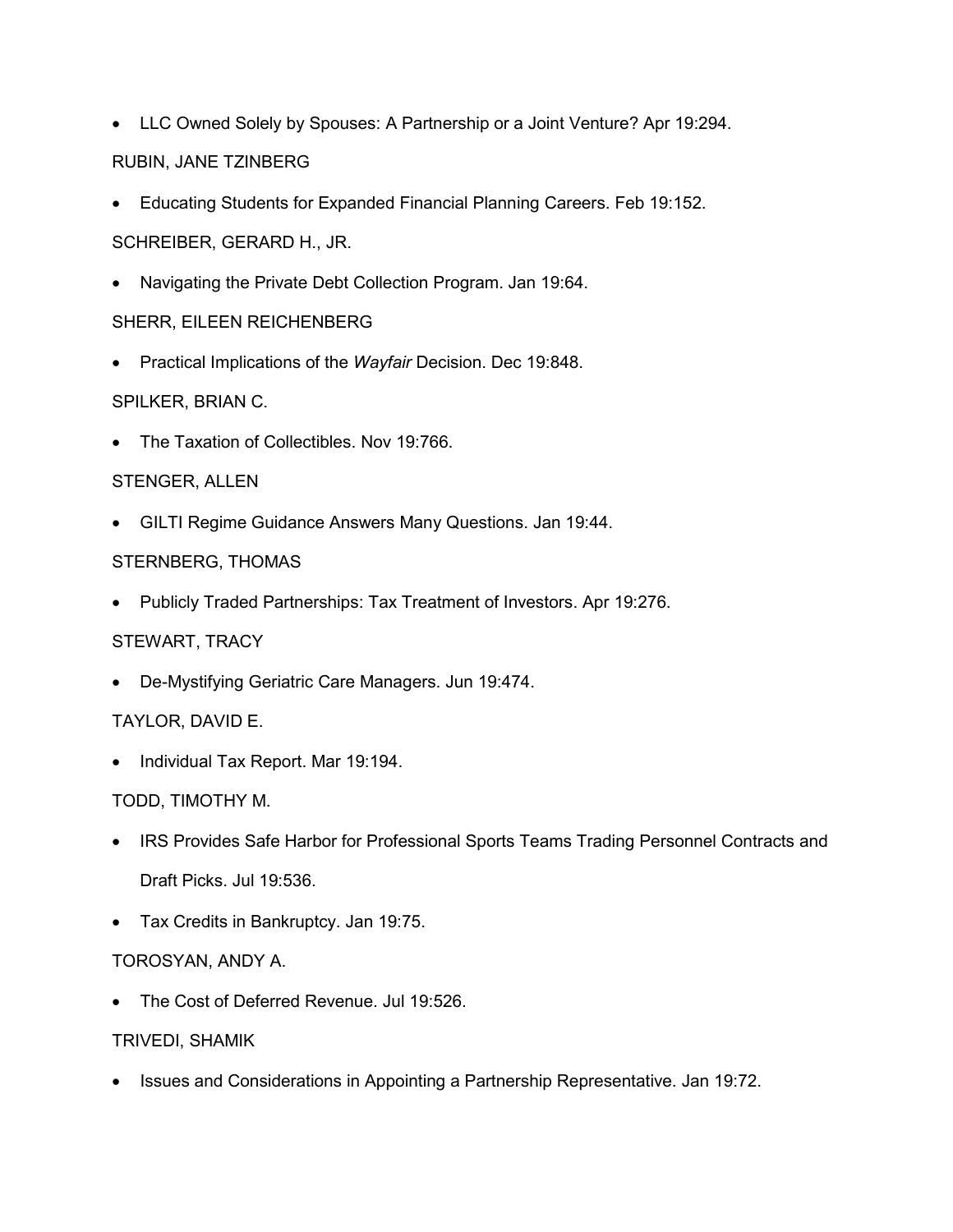- LLC Owned Solely by Spouses: A Partnership or a Joint Venture? Apr 19:294.

RUBIN, JANE TZINBERG

- Educating Students for Expanded Financial Planning Careers. Feb 19:152.

SCHREIBER, GERARD H., JR.

- Navigating the Private Debt Collection Program. Jan 19:64.

SHERR, EILEEN REICHENBERG

- Practical Implications of the *Wayfair* Decision. Dec 19:848.

SPILKER, BRIAN C.

- The Taxation of Collectibles. Nov 19:766.

STENGER, ALLEN

- GILTI Regime Guidance Answers Many Questions. Jan 19:44.

STERNBERG, THOMAS

- Publicly Traded Partnerships: Tax Treatment of Investors. Apr 19:276.

STEWART, TRACY

- De-Mystifying Geriatric Care Managers. Jun 19:474.

TAYLOR, DAVID E.

- Individual Tax Report. Mar 19:194.

TODD, TIMOTHY M.

- IRS Provides Safe Harbor for Professional Sports Teams Trading Personnel Contracts and Draft Picks. Jul 19:536.
- Tax Credits in Bankruptcy. Jan 19:75.

TOROSYAN, ANDY A.

- The Cost of Deferred Revenue. Jul 19:526.

TRIVEDI, SHAMIK

- Issues and Considerations in Appointing a Partnership Representative. Jan 19:72.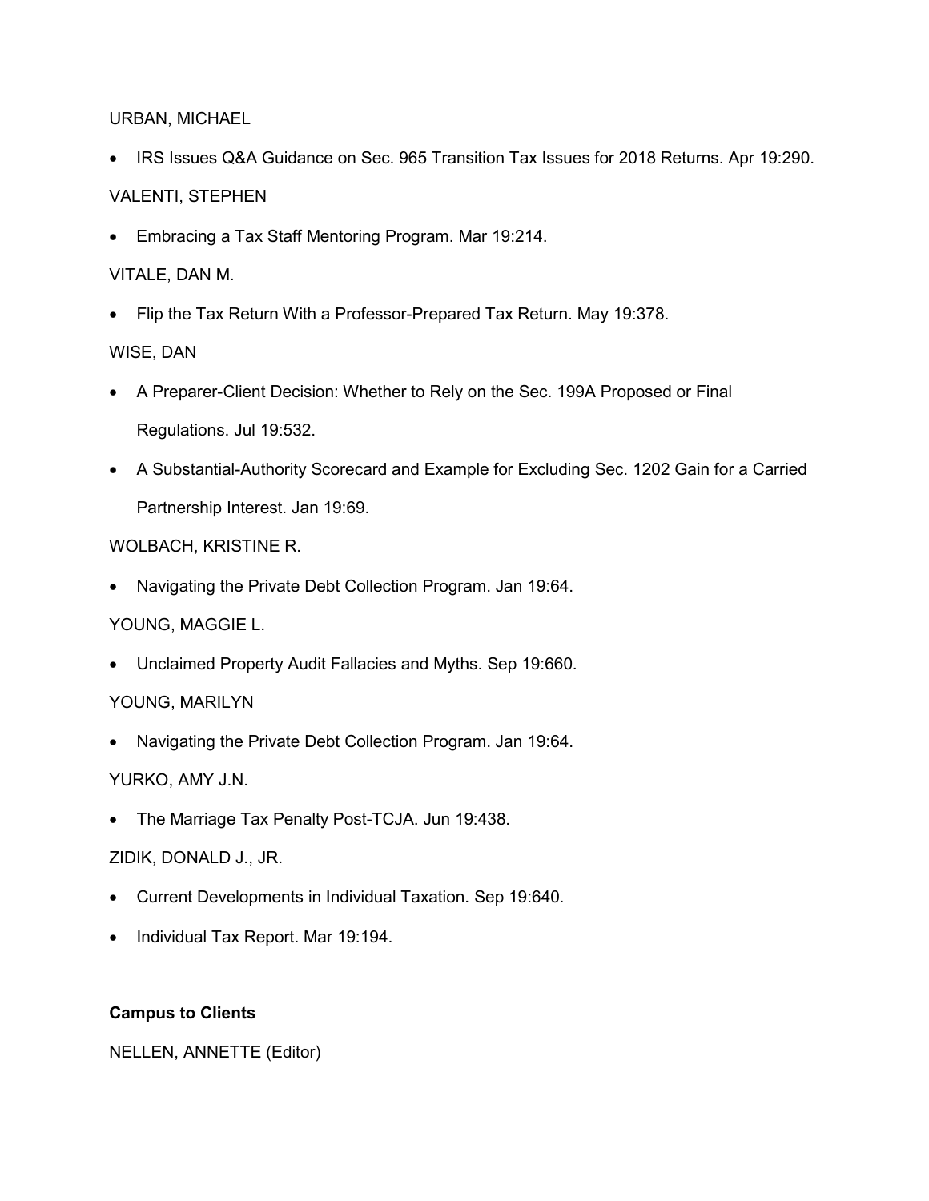URBAN, MICHAEL

- IRS Issues Q&A Guidance on Sec. 965 Transition Tax Issues for 2018 Returns. Apr 19:290.

VALENTI, STEPHEN

- Embracing a Tax Staff Mentoring Program. Mar 19:214.

VITALE, DAN M.

- Flip the Tax Return With a Professor-Prepared Tax Return. May 19:378.

WISE, DAN

- A Preparer-Client Decision: Whether to Rely on the Sec. 199A Proposed or Final Regulations. Jul 19:532.
- A Substantial-Authority Scorecard and Example for Excluding Sec. 1202 Gain for a Carried Partnership Interest. Jan 19:69.

WOLBACH, KRISTINE R.

- Navigating the Private Debt Collection Program. Jan 19:64.

YOUNG, MAGGIE L.

- Unclaimed Property Audit Fallacies and Myths. Sep 19:660.

YOUNG, MARILYN

- Navigating the Private Debt Collection Program. Jan 19:64.

YURKO, AMY J.N.

- The Marriage Tax Penalty Post-TCJA. Jun 19:438.

ZIDIK, DONALD J., JR.

- Current Developments in Individual Taxation. Sep 19:640.
- Individual Tax Report. Mar 19:194.

**Campus to Clients**

NELLEN, ANNETTE (Editor)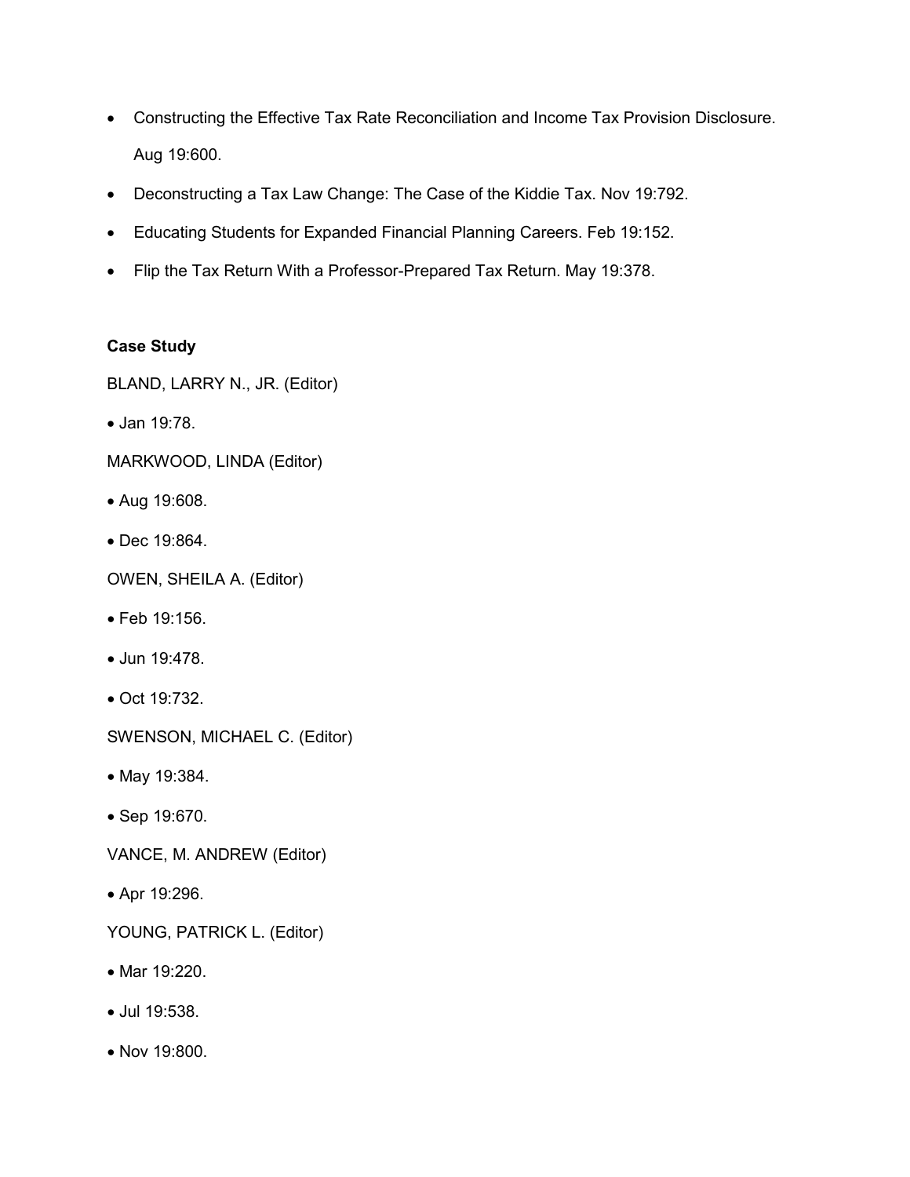- Constructing the Effective Tax Rate Reconciliation and Income Tax Provision Disclosure. Aug 19:600.
- Deconstructing a Tax Law Change: The Case of the Kiddie Tax. Nov 19:792.
- Educating Students for Expanded Financial Planning Careers. Feb 19:152.
- Flip the Tax Return With a Professor-Prepared Tax Return. May 19:378.

**Case Study**

BLAND, LARRY N., JR. (Editor)

- Jan 19:78.

MARKWOOD, LINDA (Editor)

- Aug 19:608.
- Dec 19:864.

OWEN, SHEILA A. (Editor)

- Feb 19:156.
- Jun 19:478.
- Oct 19:732.

SWENSON, MICHAEL C. (Editor)

- May 19:384.
- Sep 19:670.

VANCE, M. ANDREW (Editor)

- Apr 19:296.

YOUNG, PATRICK L. (Editor)

- Mar 19:220.
- Jul 19:538.
- Nov 19:800.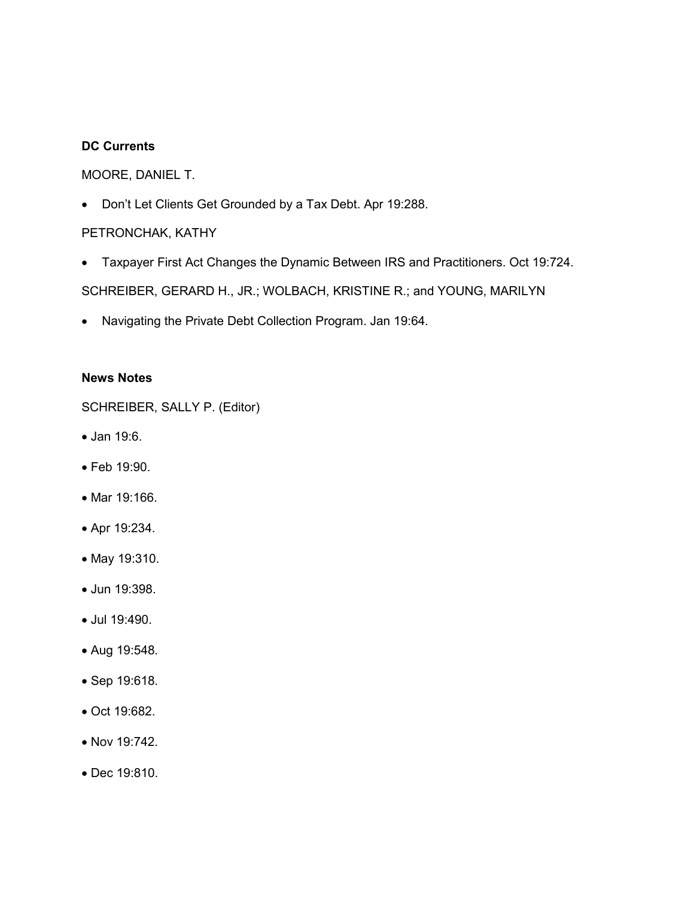**DC Currents**

MOORE, DANIEL T.

- Don't Let Clients Get Grounded by a Tax Debt. Apr 19:288.

PETRONCHAK, KATHY

- Taxpayer First Act Changes the Dynamic Between IRS and Practitioners. Oct 19:724.

SCHREIBER, GERARD H., JR.; WOLBACH, KRISTINE R.; and YOUNG, MARILYN

- Navigating the Private Debt Collection Program. Jan 19:64.

**News Notes**

SCHREIBER, SALLY P. (Editor)

- Jan 19:6.
- Feb 19:90.
- Mar 19:166.
- Apr 19:234.
- May 19:310.
- Jun 19:398.
- Jul 19:490.
- Aug 19:548.
- Sep 19:618.
- Oct 19:682.
- Nov 19:742.
- Dec 19:810.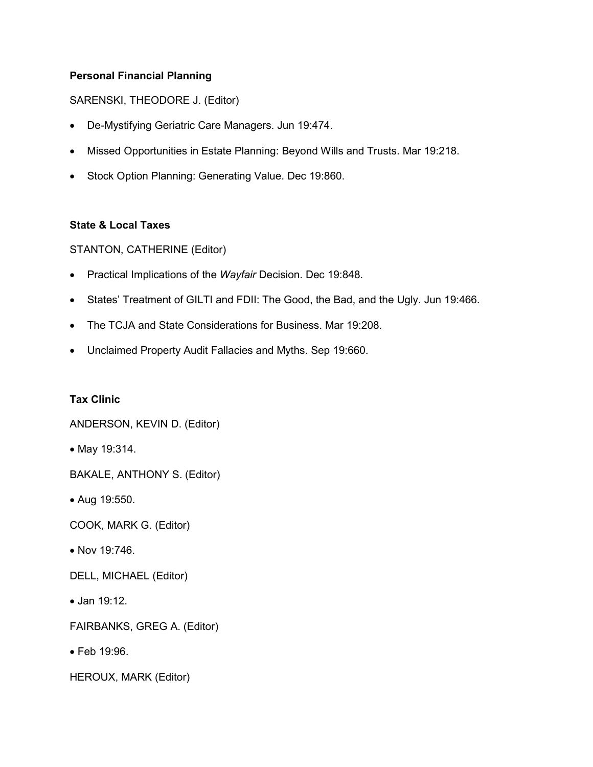**Personal Financial Planning**

SARENSKI, THEODORE J. (Editor)

- De-Mystifying Geriatric Care Managers. Jun 19:474.
- Missed Opportunities in Estate Planning: Beyond Wills and Trusts. Mar 19:218.
- Stock Option Planning: Generating Value. Dec 19:860.

**State & Local Taxes**

STANTON, CATHERINE (Editor)

- Practical Implications of the *Wayfair* Decision. Dec 19:848.
- States' Treatment of GILTI and FDII: The Good, the Bad, and the Ugly. Jun 19:466.
- The TCJA and State Considerations for Business. Mar 19:208.
- Unclaimed Property Audit Fallacies and Myths. Sep 19:660.

**Tax Clinic**

ANDERSON, KEVIN D. (Editor)

- May 19:314.

BAKALE, ANTHONY S. (Editor)

- Aug 19:550.

COOK, MARK G. (Editor)

- Nov 19:746.

DELL, MICHAEL (Editor)

- Jan 19:12.

FAIRBANKS, GREG A. (Editor)

- Feb 19:96.

HEROUX, MARK (Editor)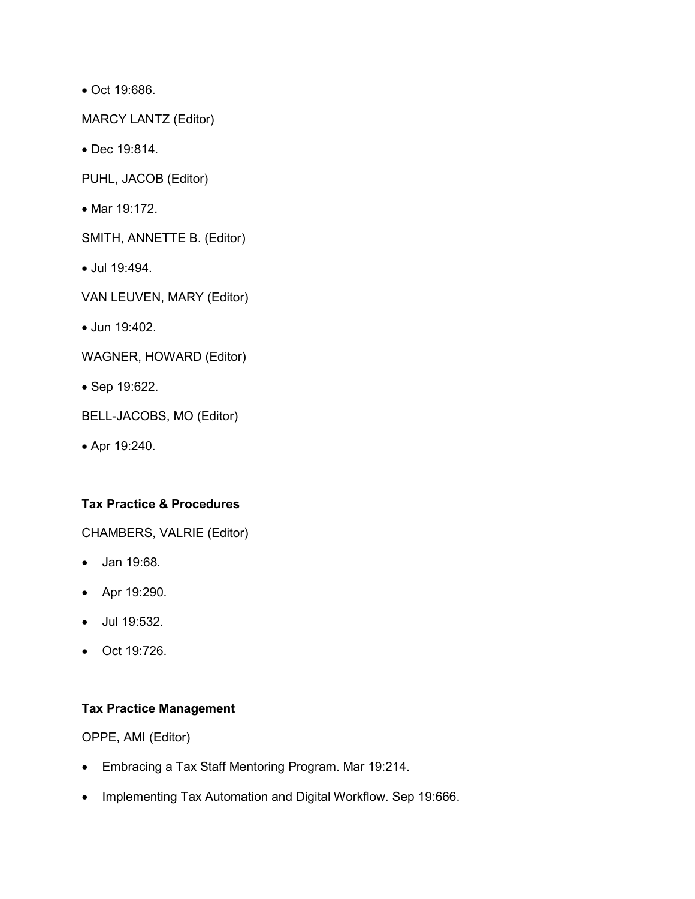- Oct 19:686.

MARCY LANTZ (Editor)

- Dec 19:814.

PUHL, JACOB (Editor)

- Mar 19:172.

SMITH, ANNETTE B. (Editor)

- Jul 19:494.

VAN LEUVEN, MARY (Editor)

- Jun 19:402.

WAGNER, HOWARD (Editor)

- Sep 19:622.

BELL-JACOBS, MO (Editor)

- Apr 19:240.

**Tax Practice & Procedures**

CHAMBERS, VALRIE (Editor)

- Jan 19:68.
- Apr 19:290.
- Jul 19:532.
- Oct 19:726.

**Tax Practice Management**

OPPE, AMI (Editor)

- Embracing a Tax Staff Mentoring Program. Mar 19:214.
- Implementing Tax Automation and Digital Workflow. Sep 19:666.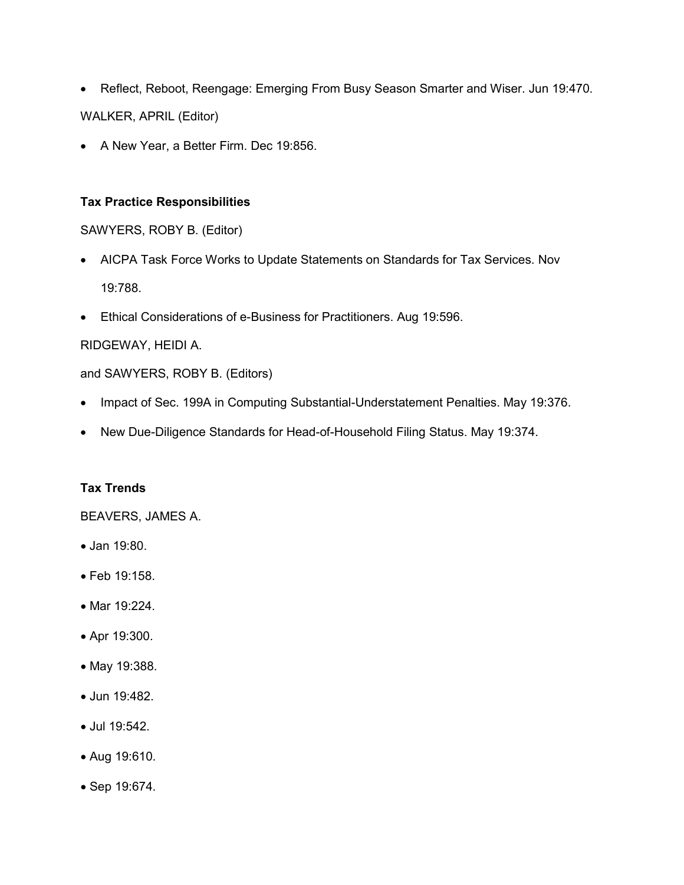- Reflect, Reboot, Reengage: Emerging From Busy Season Smarter and Wiser. Jun 19:470.

WALKER, APRIL (Editor)

- A New Year, a Better Firm. Dec 19:856.

**Tax Practice Responsibilities**

SAWYERS, ROBY B. (Editor)

- AICPA Task Force Works to Update Statements on Standards for Tax Services. Nov 19:788.
- Ethical Considerations of e-Business for Practitioners. Aug 19:596.

RIDGEWAY, HEIDI A.

and SAWYERS, ROBY B. (Editors)

- Impact of Sec. 199A in Computing Substantial-Understatement Penalties. May 19:376.
- New Due-Diligence Standards for Head-of-Household Filing Status. May 19:374.

**Tax Trends**

BEAVERS, JAMES A.

- Jan 19:80.
- Feb 19:158.
- Mar 19:224.
- Apr 19:300.
- May 19:388.
- Jun 19:482.
- Jul 19:542.
- Aug 19:610.
- Sep 19:674.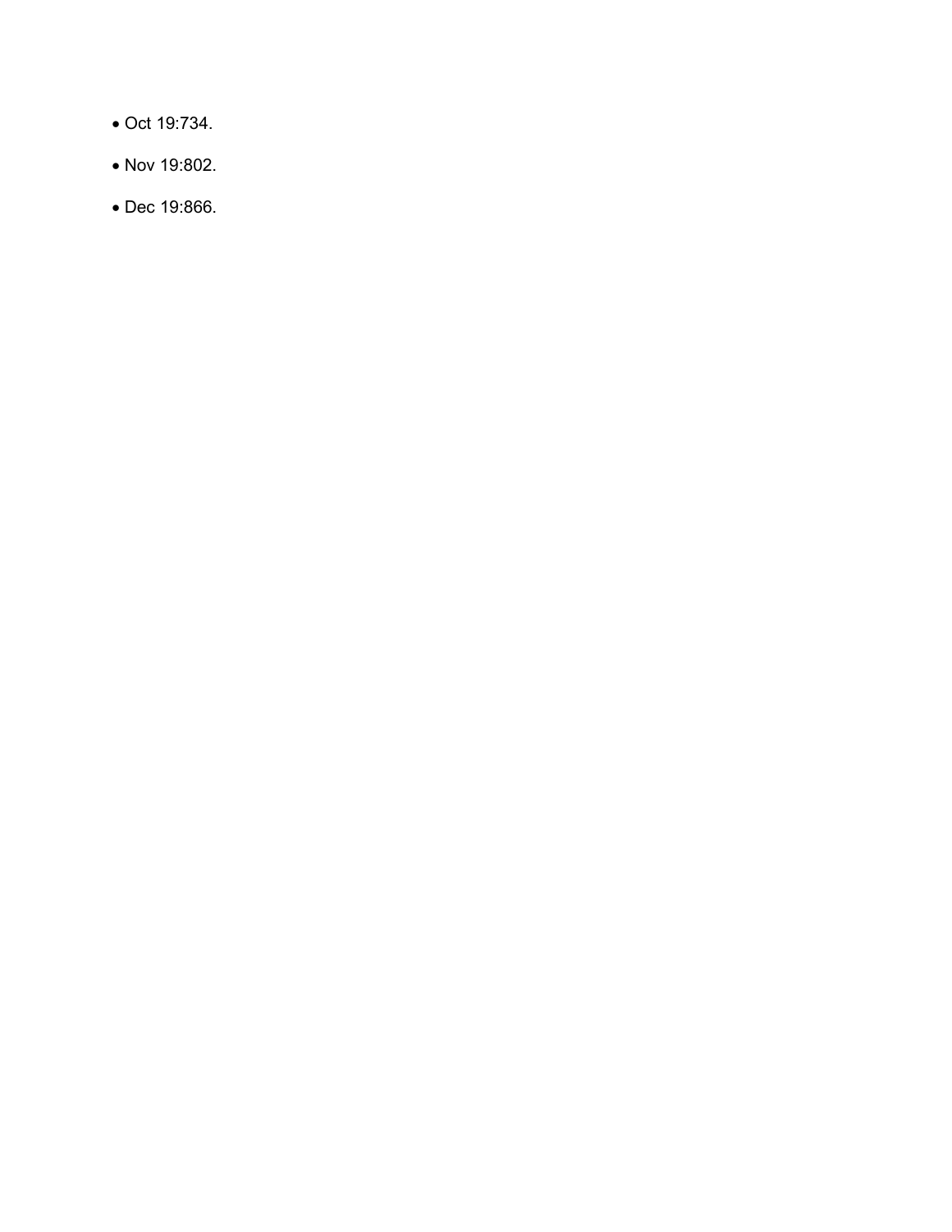- Oct 19:734.
- Nov 19:802.
- Dec 19:866.